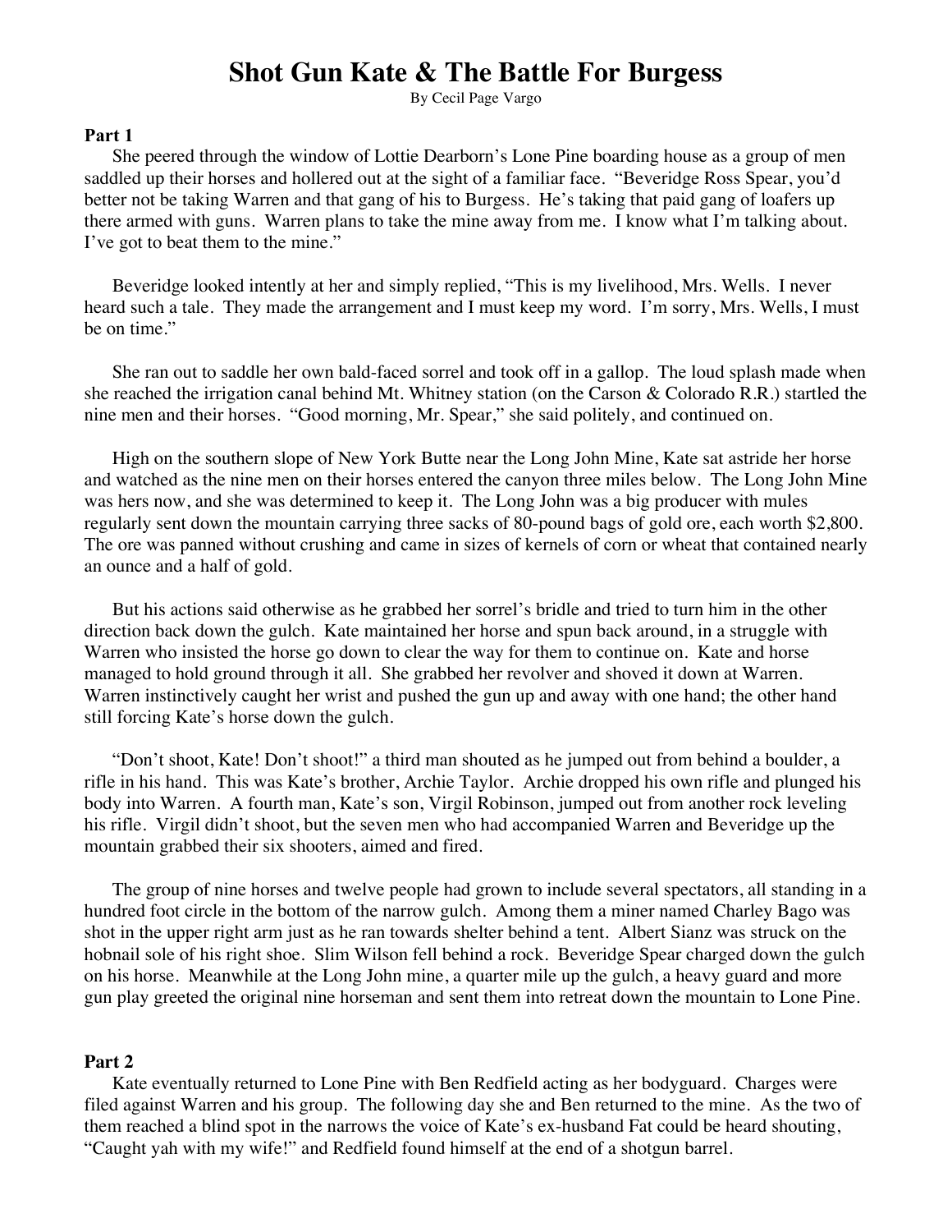# Shot Gun Kate & The Battle For Burgess

By Cecil Page Vargo

**Part 1**

She peered through the window of Lottie Dearborn's Lone Pine boarding house as a group of men saddled up their horses and hollered out at the sight of a familiar face. "Beveridge Ross Spear, you'd better not be taking Warren and that gang of his to Burgess. He's taking that paid gang of loafers up there armed with guns. Warren plans to take the mine away from me. I know what I'm talking about. I've got to beat them to the mine."

Beveridge looked intently at her and simply replied, "This is my livelihood, Mrs. Wells. I never heard such a tale. They made the arrangement and I must keep my word. I'm sorry, Mrs. Wells, I must be on time."

She ran out to saddle her own bald-faced sorrel and took off in a gallop. The loud splash made when she reached the irrigation canal behind Mt. Whitney station (on the Carson & Colorado R.R.) startled the nine men and their horses. "Good morning, Mr. Spear," she said politely, and continued on.

High on the southern slope of New York Butte near the Long John Mine, Kate sat astride her horse and watched as the nine men on their horses entered the canyon three miles below. The Long John Mine was hers now, and she was determined to keep it. The Long John was a big producer with mules regularly sent down the mountain carrying three sacks of 80-pound bags of gold ore, each worth $2,800. The ore was panned without crushing and came in sizes of kernels of corn or wheat that contained nearly an ounce and a half of gold.

But his actions said otherwise as he grabbed her sorrel's bridle and tried to turn him in the other direction back down the gulch. Kate maintained her horse and spun back around, in a struggle with Warren who insisted the horse go down to clear the way for them to continue on. Kate and horse managed to hold ground through it all. She grabbed her revolver and shoved it down at Warren. Warren instinctively caught her wrist and pushed the gun up and away with one hand; the other hand still forcing Kate's horse down the gulch.

"Don't shoot, Kate! Don't shoot!" a third man shouted as he jumped out from behind a boulder, a rifle in his hand. This was Kate's brother, Archie Taylor. Archie dropped his own rifle and plunged his body into Warren. A fourth man, Kate's son, Virgil Robinson, jumped out from another rock leveling his rifle. Virgil didn't shoot, but the seven men who had accompanied Warren and Beveridge up the mountain grabbed their six shooters, aimed and fired.

The group of nine horses and twelve people had grown to include several spectators, all standing in a hundred foot circle in the bottom of the narrow gulch. Among them a miner named Charley Bago was shot in the upper right arm just as he ran towards shelter behind a tent. Albert Sianz was struck on the hobnail sole of his right shoe. Slim Wilson fell behind a rock. Beveridge Spear charged down the gulch on his horse. Meanwhile at the Long John mine, a quarter mile up the gulch, a heavy guard and more gun play greeted the original nine horseman and sent them into retreat down the mountain to Lone Pine.

**Part 2**

Kate eventually returned to Lone Pine with Ben Redfield acting as her bodyguard. Charges were filed against Warren and his group. The following day she and Ben returned to the mine. As the two of them reached a blind spot in the narrows the voice of Kate's ex-husband Fat could be heard shouting, "Caught yah with my wife!" and Redfield found himself at the end of a shotgun barrel.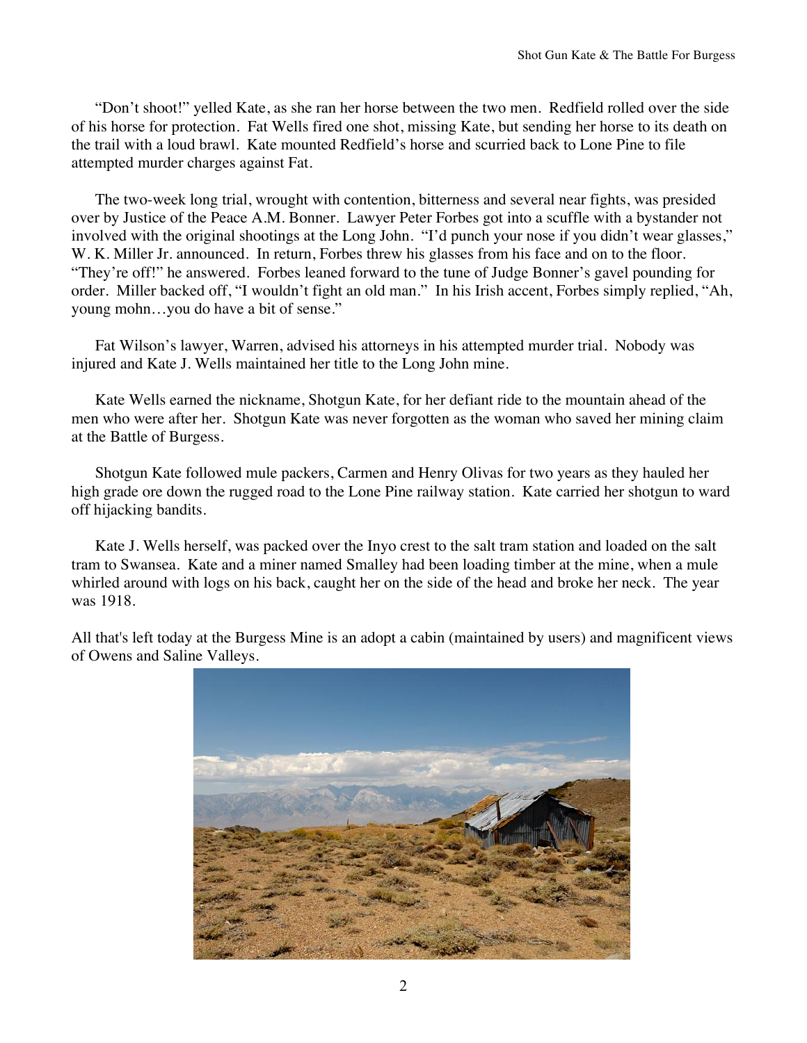"Don't shoot!" yelled Kate, as she ran her horse between the two men. Redfield rolled over the side of his horse for protection. Fat Wells fired one shot, missing Kate, but sending her horse to its death on the trail with a loud brawl. Kate mounted Redfield's horse and scurried back to Lone Pine to file attempted murder charges against Fat.

The two-week long trial, wrought with contention, bitterness and several near fights, was presided over by Justice of the Peace A.M. Bonner. Lawyer Peter Forbes got into a scuffle with a bystander not involved with the original shootings at the Long John. "I'd punch your nose if you didn't wear glasses," W. K. Miller Jr. announced. In return, Forbes threw his glasses from his face and on to the floor. "They're off!" he answered. Forbes leaned forward to the tune of Judge Bonner's gavel pounding for order. Miller backed off, "I wouldn't fight an old man." In his Irish accent, Forbes simply replied, "Ah, young mohn…you do have a bit of sense."

Fat Wilson's lawyer, Warren, advised his attorneys in his attempted murder trial. Nobody was injured and Kate J. Wells maintained her title to the Long John mine.

Kate Wells earned the nickname, Shotgun Kate, for her defiant ride to the mountain ahead of the men who were after her. Shotgun Kate was never forgotten as the woman who saved her mining claim at the Battle of Burgess.

Shotgun Kate followed mule packers, Carmen and Henry Olivas for two years as they hauled her high grade ore down the rugged road to the Lone Pine railway station. Kate carried her shotgun to ward off hijacking bandits.

Kate J. Wells herself, was packed over the Inyo crest to the salt tram station and loaded on the salt tram to Swansea. Kate and a miner named Smalley had been loading timber at the mine, when a mule whirled around with logs on his back, caught her on the side of the head and broke her neck. The year was 1918.

All that's left today at the Burgess Mine is an adopt a cabin (maintained by users) and magnificent views of Owens and Saline Valleys.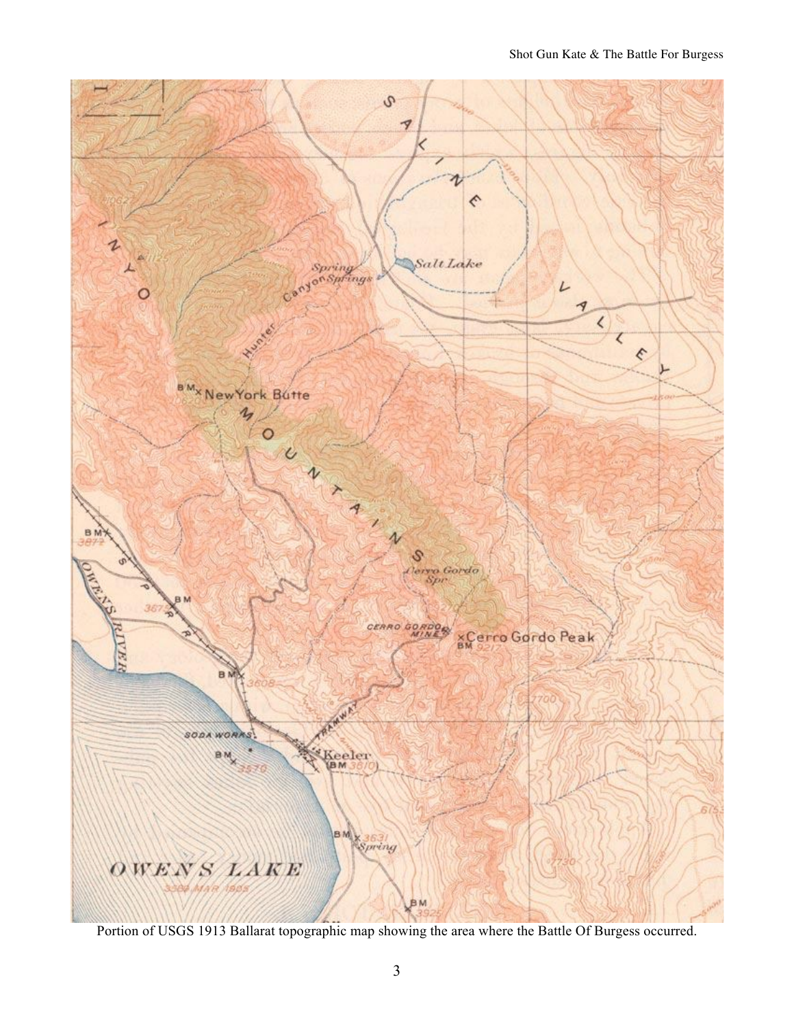SALINE VALLEY

Salt Lake

Spring Canyon Springs

Hunter Canyon

New York Butte

INYO MOUNTAINS

Cerro Gordo Spr

CERRO GORDO MINE

Cerro Gordo Peak

BM 9217

OWENS RIVER

S. P. R. R.

BM 3877

BM 3675

BM 3608

SODA WORKS

BM 3579

TRAMWAY

Keeler BM 3610

BM 3631 Spring

BM 3925

OWENS LAKE

3589 MAR 1905

Portion of USGS 1913 Ballarat topographic map showing the area where the Battle Of Burgess occurred.